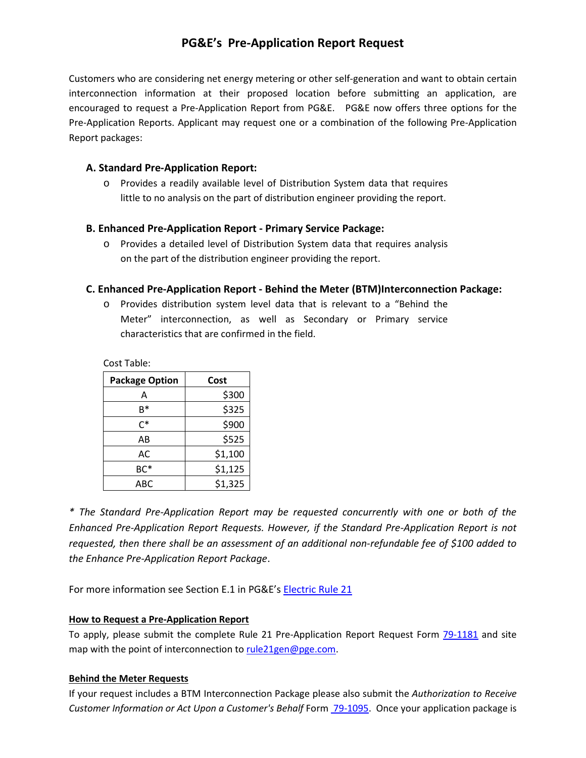# PG&E's Pre-Application Report Request

Customers who are considering net energy metering or other self-generation and want to obtain certain interconnection information at their proposed location before submitting an application, are encouraged to request a Pre-Application Report from PG&E. PG&E now offers three options for the Pre-Application Reports. Applicant may request one or a combination of the following Pre-Application Report packages:

### A. Standard Pre-Application Report:

- Provides a readily available level of Distribution System data that requires little to no analysis on the part of distribution engineer providing the report.

### B. Enhanced Pre-Application Report - Primary Service Package:

- Provides a detailed level of Distribution System data that requires analysis on the part of the distribution engineer providing the report.

### C. Enhanced Pre-Application Report - Behind the Meter (BTM)Interconnection Package:

- Provides distribution system level data that is relevant to a "Behind the Meter" interconnection, as well as Secondary or Primary service characteristics that are confirmed in the field.

Cost Table:

| Package Option | Cost |
|---|---|
| A | $300 |
| B* | $325 |
| C* | $900 |
| AB | $525 |
| AC | $1,100 |
| BC* | $1,125 |
| ABC | $1,325 |

*\* The Standard Pre-Application Report may be requested concurrently with one or both of the Enhanced Pre-Application Report Requests. However, if the Standard Pre-Application Report is not requested, then there shall be an assessment of an additional non-refundable fee of $100 added to the Enhance Pre-Application Report Package.*

For more information see Section E.1 in PG&E's Electric Rule 21

**How to Request a Pre-Application Report**

To apply, please submit the complete Rule 21 Pre-Application Report Request Form 79-1181 and site map with the point of interconnection to rule21gen@pge.com.

**Behind the Meter Requests**

If your request includes a BTM Interconnection Package please also submit the *Authorization to Receive Customer Information or Act Upon a Customer's Behalf* Form 79-1095. Once your application package is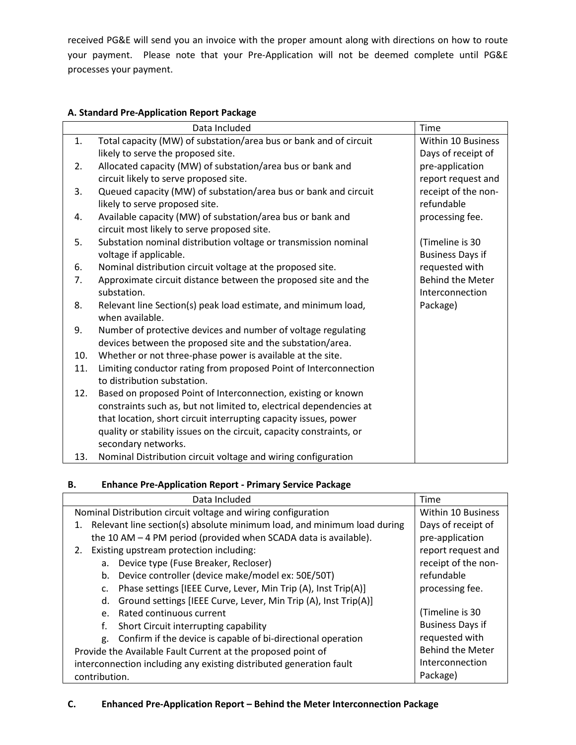received PG&E will send you an invoice with the proper amount along with directions on how to route your payment. Please note that your Pre-Application will not be deemed complete until PG&E processes your payment.

**A. Standard Pre-Application Report Package**

| | Data Included | Time |
|---|---|---|
| 1. | Total capacity (MW) of substation/area bus or bank and of circuit likely to serve the proposed site. | Within 10 Business Days of receipt of pre-application report request and receipt of the non-refundable processing fee.<br><br>(Timeline is 30 Business Days if requested with Behind the Meter Interconnection Package) |
| 2. | Allocated capacity (MW) of substation/area bus or bank and circuit likely to serve proposed site. | |
| 3. | Queued capacity (MW) of substation/area bus or bank and circuit likely to serve proposed site. | |
| 4. | Available capacity (MW) of substation/area bus or bank and circuit most likely to serve proposed site. | |
| 5. | Substation nominal distribution voltage or transmission nominal voltage if applicable. | |
| 6. | Nominal distribution circuit voltage at the proposed site. | |
| 7. | Approximate circuit distance between the proposed site and the substation. | |
| 8. | Relevant line Section(s) peak load estimate, and minimum load, when available. | |
| 9. | Number of protective devices and number of voltage regulating devices between the proposed site and the substation/area. | |
| 10. | Whether or not three-phase power is available at the site. | |
| 11. | Limiting conductor rating from proposed Point of Interconnection to distribution substation. | |
| 12. | Based on proposed Point of Interconnection, existing or known constraints such as, but not limited to, electrical dependencies at that location, short circuit interrupting capacity issues, power quality or stability issues on the circuit, capacity constraints, or secondary networks. | |
| 13. | Nominal Distribution circuit voltage and wiring configuration | |

**B. Enhance Pre-Application Report - Primary Service Package**

| Data Included | Time |
|---|---|
| Nominal Distribution circuit voltage and wiring configuration<br>1. Relevant line section(s) absolute minimum load, and minimum load during the 10 AM – 4 PM period (provided when SCADA data is available).<br>2. Existing upstream protection including:<br>a. Device type (Fuse Breaker, Recloser)<br>b. Device controller (device make/model ex: 50E/50T)<br>c. Phase settings [IEEE Curve, Lever, Min Trip (A), Inst Trip(A)]<br>d. Ground settings [IEEE Curve, Lever, Min Trip (A), Inst Trip(A)]<br>e. Rated continuous current<br>f. Short Circuit interrupting capability<br>g. Confirm if the device is capable of bi-directional operation<br>Provide the Available Fault Current at the proposed point of interconnection including any existing distributed generation fault contribution. | Within 10 Business Days of receipt of pre-application report request and receipt of the non-refundable processing fee.<br><br>(Timeline is 30 Business Days if requested with Behind the Meter Interconnection Package) |

**C. Enhanced Pre-Application Report – Behind the Meter Interconnection Package**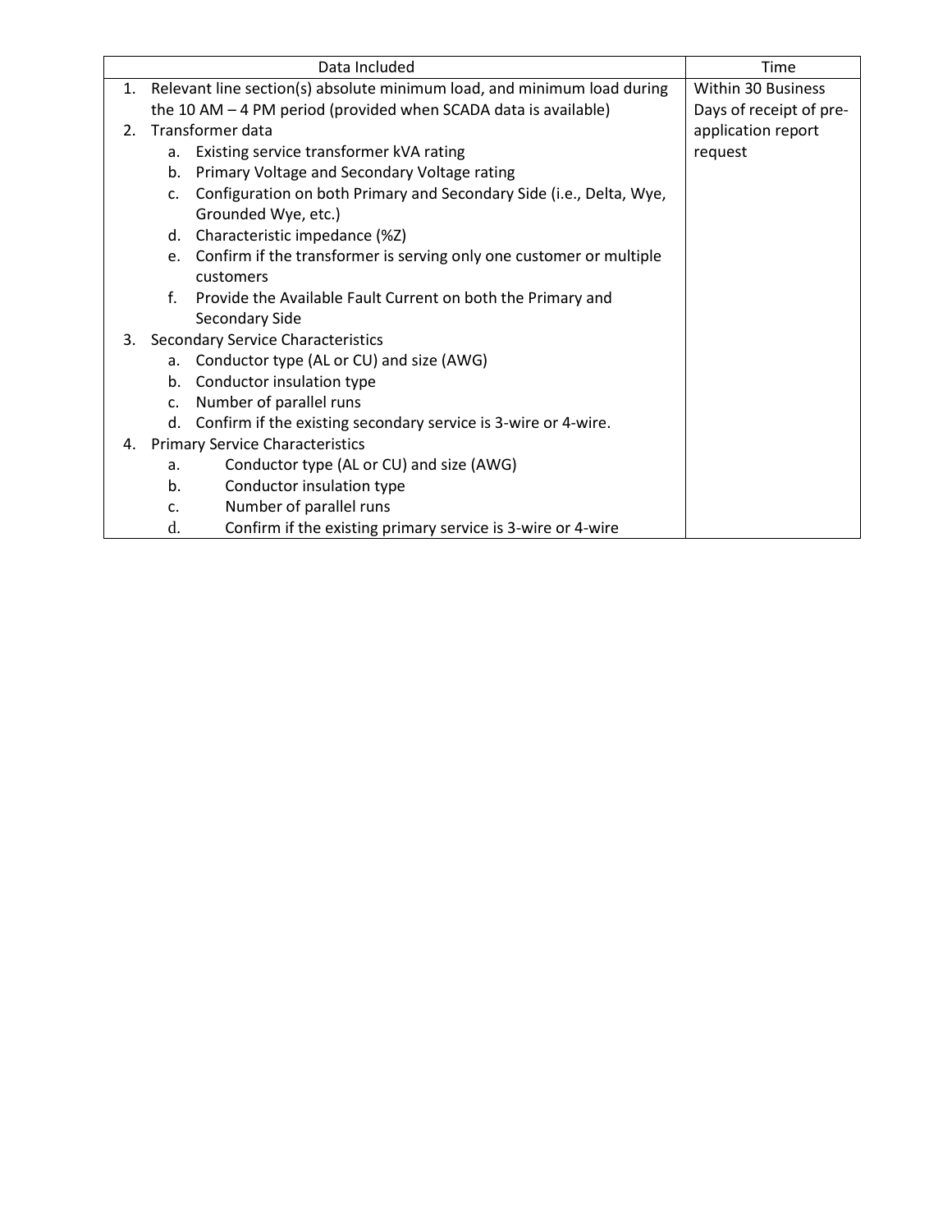| Data Included | Time |
| --- | --- |
| 1. Relevant line section(s) absolute minimum load, and minimum load during the 10 AM – 4 PM period (provided when SCADA data is available)<br>2. Transformer data<br>    a. Existing service transformer kVA rating<br>    b. Primary Voltage and Secondary Voltage rating<br>    c. Configuration on both Primary and Secondary Side (i.e., Delta, Wye, Grounded Wye, etc.)<br>    d. Characteristic impedance (%Z)<br>    e. Confirm if the transformer is serving only one customer or multiple customers<br>    f. Provide the Available Fault Current on both the Primary and Secondary Side<br>3. Secondary Service Characteristics<br>    a. Conductor type (AL or CU) and size (AWG)<br>    b. Conductor insulation type<br>    c. Number of parallel runs<br>    d. Confirm if the existing secondary service is 3-wire or 4-wire.<br>4. Primary Service Characteristics<br>    a. Conductor type (AL or CU) and size (AWG)<br>    b. Conductor insulation type<br>    c. Number of parallel runs<br>    d. Confirm if the existing primary service is 3-wire or 4-wire | Within 30 Business Days of receipt of pre-application report request |